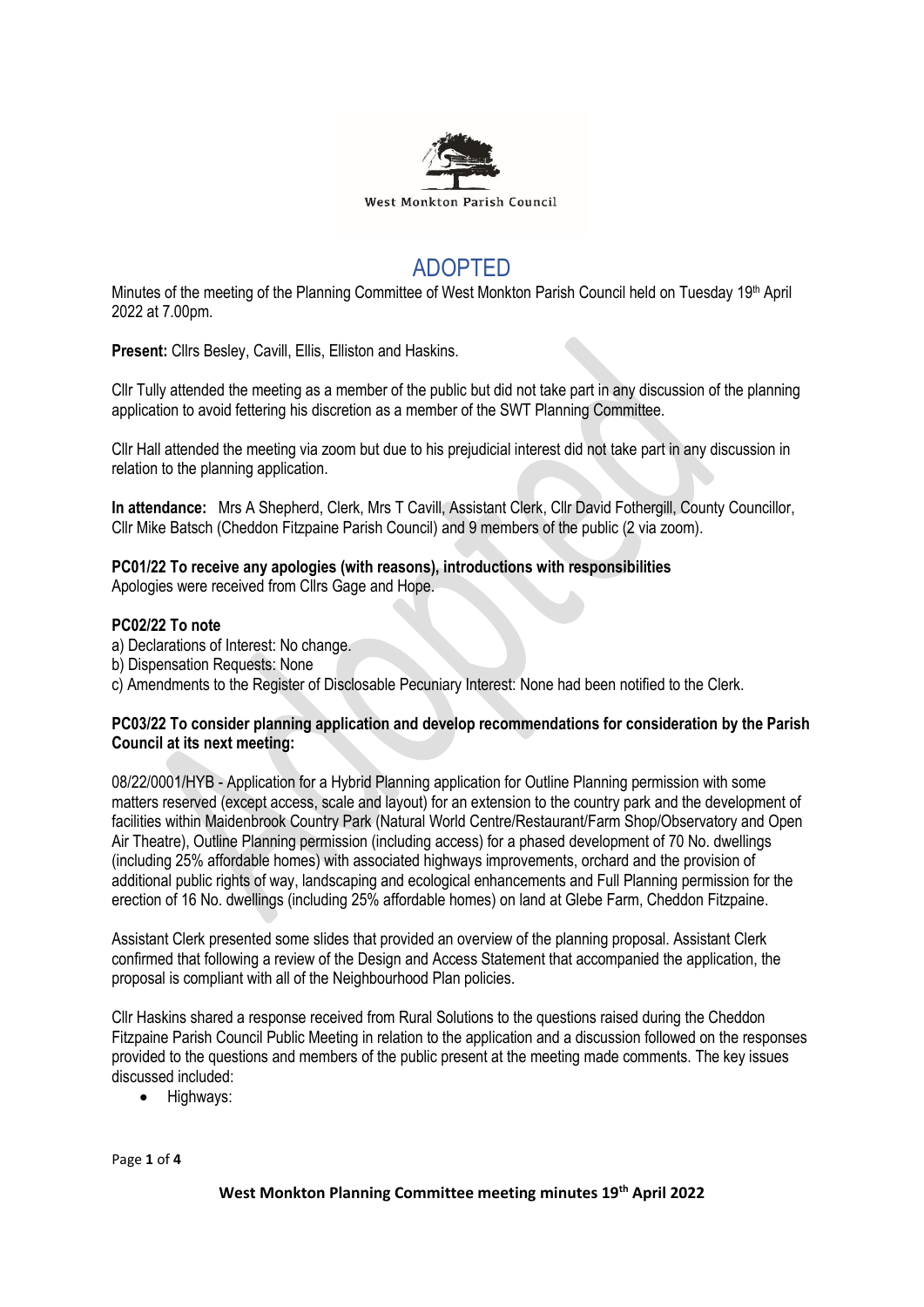West Monkton Parish Council

# ADOPTED

Minutes of the meeting of the Planning Committee of West Monkton Parish Council held on Tuesday 19th April 2022 at 7.00pm.

**Present:** Cllrs Besley, Cavill, Ellis, Elliston and Haskins.

Cllr Tully attended the meeting as a member of the public but did not take part in any discussion of the planning application to avoid fettering his discretion as a member of the SWT Planning Committee.

Cllr Hall attended the meeting via zoom but due to his prejudicial interest did not take part in any discussion in relation to the planning application.

**In attendance:** Mrs A Shepherd, Clerk, Mrs T Cavill, Assistant Clerk, Cllr David Fothergill, County Councillor, Cllr Mike Batsch (Cheddon Fitzpaine Parish Council) and 9 members of the public (2 via zoom).

**PC01/22 To receive any apologies (with reasons), introductions with responsibilities**
Apologies were received from Cllrs Gage and Hope.

**PC02/22 To note**

a) Declarations of Interest: No change.
b) Dispensation Requests: None
c) Amendments to the Register of Disclosable Pecuniary Interest: None had been notified to the Clerk.

**PC03/22 To consider planning application and develop recommendations for consideration by the Parish Council at its next meeting:**

08/22/0001/HYB - Application for a Hybrid Planning application for Outline Planning permission with some matters reserved (except access, scale and layout) for an extension to the country park and the development of facilities within Maidenbrook Country Park (Natural World Centre/Restaurant/Farm Shop/Observatory and Open Air Theatre), Outline Planning permission (including access) for a phased development of 70 No. dwellings (including 25% affordable homes) with associated highways improvements, orchard and the provision of additional public rights of way, landscaping and ecological enhancements and Full Planning permission for the erection of 16 No. dwellings (including 25% affordable homes) on land at Glebe Farm, Cheddon Fitzpaine.

Assistant Clerk presented some slides that provided an overview of the planning proposal. Assistant Clerk confirmed that following a review of the Design and Access Statement that accompanied the application, the proposal is compliant with all of the Neighbourhood Plan policies.

Cllr Haskins shared a response received from Rural Solutions to the questions raised during the Cheddon Fitzpaine Parish Council Public Meeting in relation to the application and a discussion followed on the responses provided to the questions and members of the public present at the meeting made comments. The key issues discussed included:

- Highways: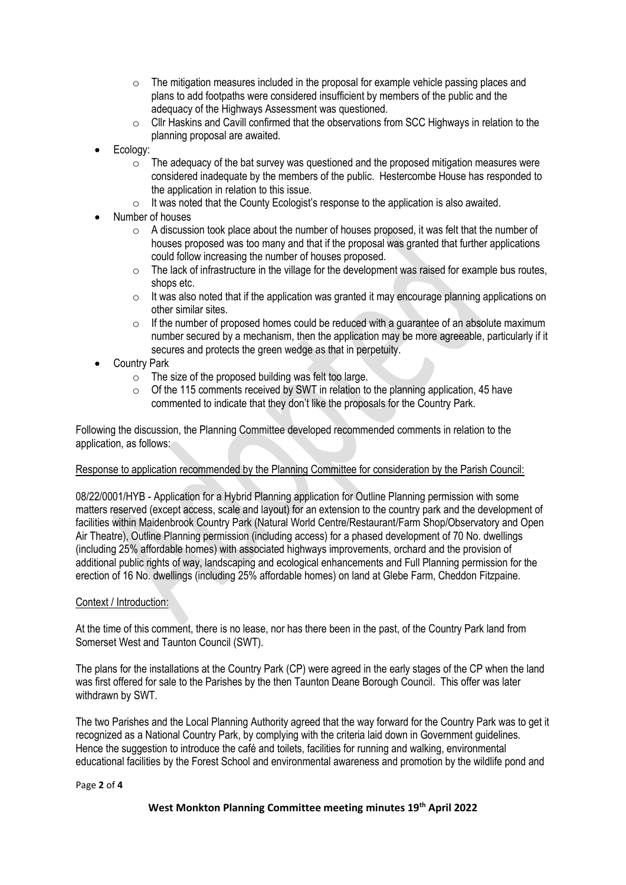- The mitigation measures included in the proposal for example vehicle passing places and plans to add footpaths were considered insufficient by members of the public and the adequacy of the Highways Assessment was questioned.
  - Cllr Haskins and Cavill confirmed that the observations from SCC Highways in relation to the planning proposal are awaited.
- Ecology:
  - The adequacy of the bat survey was questioned and the proposed mitigation measures were considered inadequate by the members of the public. Hestercombe House has responded to the application in relation to this issue.
  - It was noted that the County Ecologist's response to the application is also awaited.
- Number of houses
  - A discussion took place about the number of houses proposed, it was felt that the number of houses proposed was too many and that if the proposal was granted that further applications could follow increasing the number of houses proposed.
  - The lack of infrastructure in the village for the development was raised for example bus routes, shops etc.
  - It was also noted that if the application was granted it may encourage planning applications on other similar sites.
  - If the number of proposed homes could be reduced with a guarantee of an absolute maximum number secured by a mechanism, then the application may be more agreeable, particularly if it secures and protects the green wedge as that in perpetuity.
- Country Park
  - The size of the proposed building was felt too large.
  - Of the 115 comments received by SWT in relation to the planning application, 45 have commented to indicate that they don't like the proposals for the Country Park.

Following the discussion, the Planning Committee developed recommended comments in relation to the application, as follows:

Response to application recommended by the Planning Committee for consideration by the Parish Council:

08/22/0001/HYB - Application for a Hybrid Planning application for Outline Planning permission with some matters reserved (except access, scale and layout) for an extension to the country park and the development of facilities within Maidenbrook Country Park (Natural World Centre/Restaurant/Farm Shop/Observatory and Open Air Theatre), Outline Planning permission (including access) for a phased development of 70 No. dwellings (including 25% affordable homes) with associated highways improvements, orchard and the provision of additional public rights of way, landscaping and ecological enhancements and Full Planning permission for the erection of 16 No. dwellings (including 25% affordable homes) on land at Glebe Farm, Cheddon Fitzpaine.

Context / Introduction:

At the time of this comment, there is no lease, nor has there been in the past, of the Country Park land from Somerset West and Taunton Council (SWT).

The plans for the installations at the Country Park (CP) were agreed in the early stages of the CP when the land was first offered for sale to the Parishes by the then Taunton Deane Borough Council. This offer was later withdrawn by SWT.

The two Parishes and the Local Planning Authority agreed that the way forward for the Country Park was to get it recognized as a National Country Park, by complying with the criteria laid down in Government guidelines. Hence the suggestion to introduce the café and toilets, facilities for running and walking, environmental educational facilities by the Forest School and environmental awareness and promotion by the wildlife pond and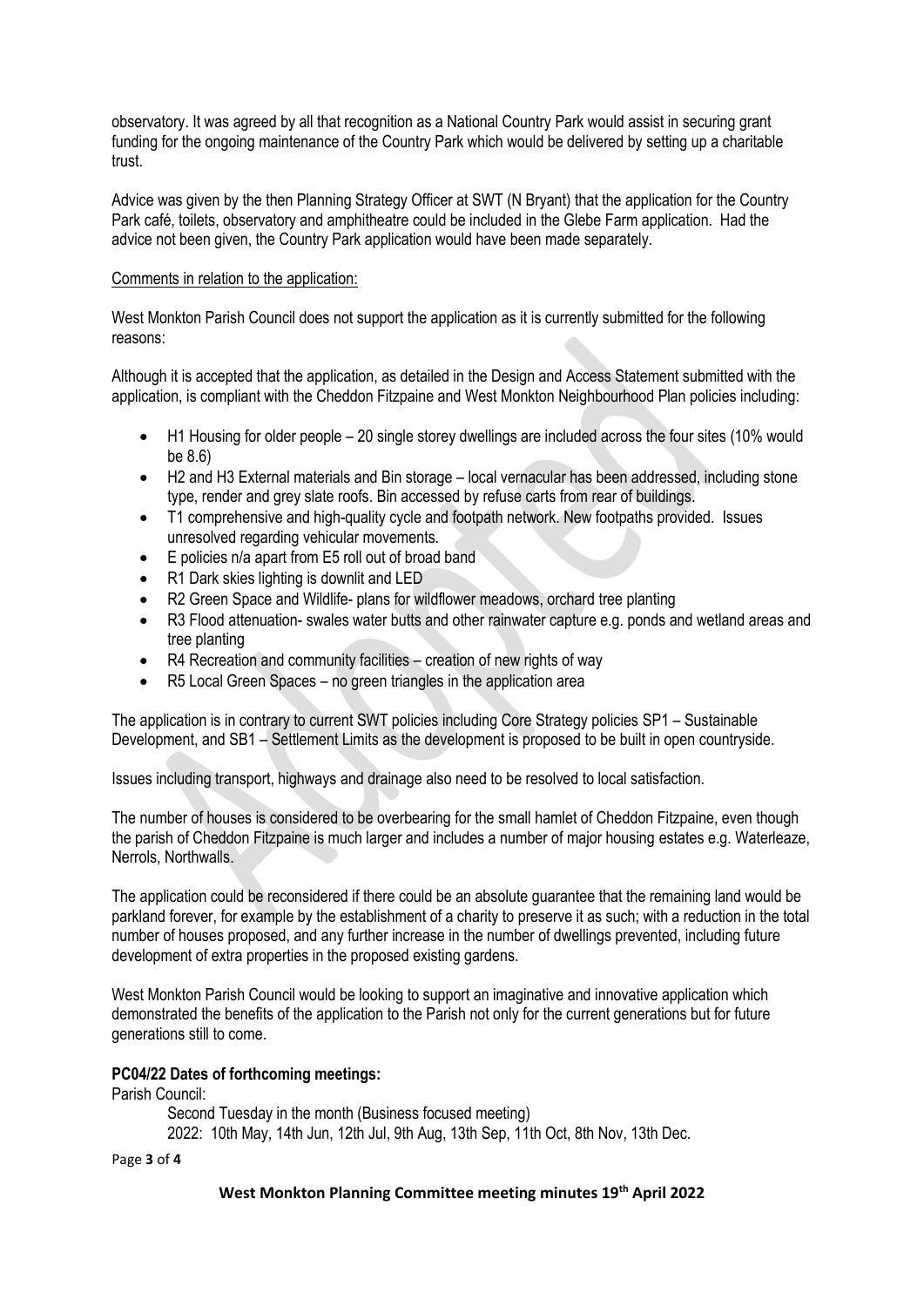observatory. It was agreed by all that recognition as a National Country Park would assist in securing grant funding for the ongoing maintenance of the Country Park which would be delivered by setting up a charitable trust.

Advice was given by the then Planning Strategy Officer at SWT (N Bryant) that the application for the Country Park café, toilets, observatory and amphitheatre could be included in the Glebe Farm application. Had the advice not been given, the Country Park application would have been made separately.

Comments in relation to the application:

West Monkton Parish Council does not support the application as it is currently submitted for the following reasons:

Although it is accepted that the application, as detailed in the Design and Access Statement submitted with the application, is compliant with the Cheddon Fitzpaine and West Monkton Neighbourhood Plan policies including:

- H1 Housing for older people – 20 single storey dwellings are included across the four sites (10% would be 8.6)
- H2 and H3 External materials and Bin storage – local vernacular has been addressed, including stone type, render and grey slate roofs. Bin accessed by refuse carts from rear of buildings.
- T1 comprehensive and high-quality cycle and footpath network. New footpaths provided. Issues unresolved regarding vehicular movements.
- E policies n/a apart from E5 roll out of broad band
- R1 Dark skies lighting is downlit and LED
- R2 Green Space and Wildlife- plans for wildflower meadows, orchard tree planting
- R3 Flood attenuation- swales water butts and other rainwater capture e.g. ponds and wetland areas and tree planting
- R4 Recreation and community facilities – creation of new rights of way
- R5 Local Green Spaces – no green triangles in the application area

The application is in contrary to current SWT policies including Core Strategy policies SP1 – Sustainable Development, and SB1 – Settlement Limits as the development is proposed to be built in open countryside.

Issues including transport, highways and drainage also need to be resolved to local satisfaction.

The number of houses is considered to be overbearing for the small hamlet of Cheddon Fitzpaine, even though the parish of Cheddon Fitzpaine is much larger and includes a number of major housing estates e.g. Waterleaze, Nerrols, Northwalls.

The application could be reconsidered if there could be an absolute guarantee that the remaining land would be parkland forever, for example by the establishment of a charity to preserve it as such; with a reduction in the total number of houses proposed, and any further increase in the number of dwellings prevented, including future development of extra properties in the proposed existing gardens.

West Monkton Parish Council would be looking to support an imaginative and innovative application which demonstrated the benefits of the application to the Parish not only for the current generations but for future generations still to come.

**PC04/22 Dates of forthcoming meetings:**

Parish Council:

Second Tuesday in the month (Business focused meeting)
2022: 10th May, 14th Jun, 12th Jul, 9th Aug, 13th Sep, 11th Oct, 8th Nov, 13th Dec.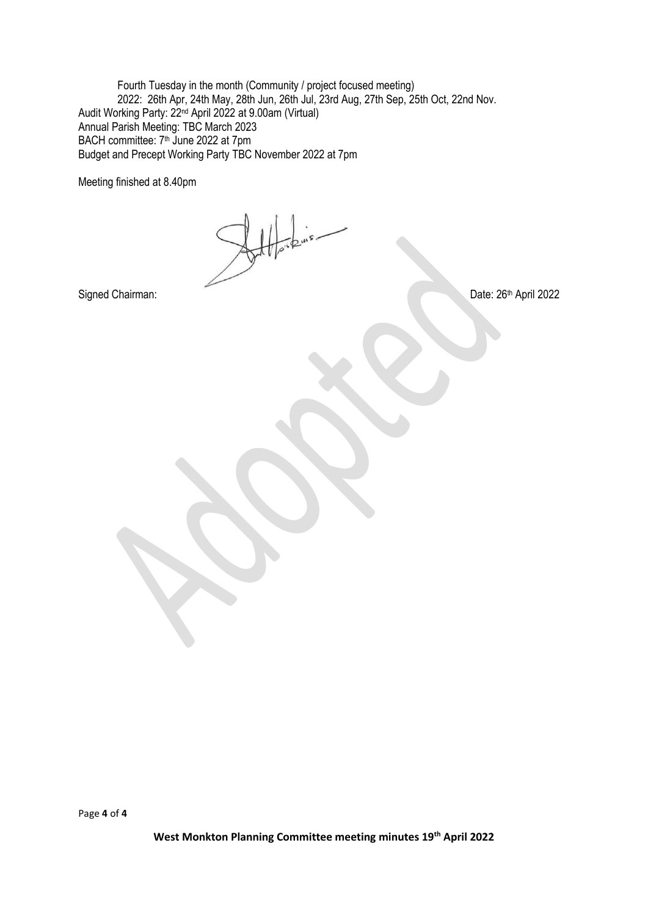Fourth Tuesday in the month (Community / project focused meeting)

2022: 26th Apr, 24th May, 28th Jun, 26th Jul, 23rd Aug, 27th Sep, 25th Oct, 22nd Nov.

Audit Working Party: 22nd April 2022 at 9.00am (Virtual)
Annual Parish Meeting: TBC March 2023
BACH committee: 7th June 2022 at 7pm
Budget and Precept Working Party TBC November 2022 at 7pm

Meeting finished at 8.40pm

Signed Chairman: Date: 26th April 2022

Adopted

**West Monkton Planning Committee meeting minutes 19th April 2022**